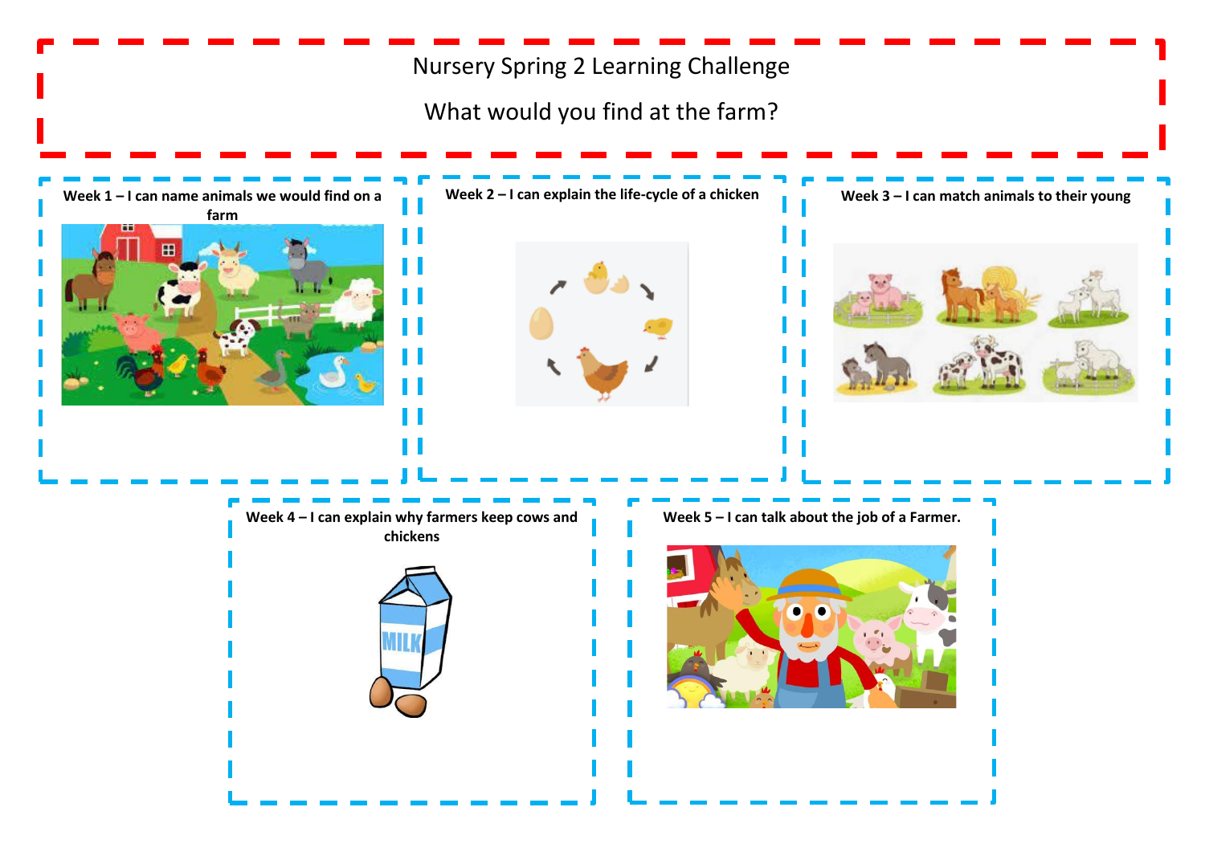# Nursery Spring 2 Learning Challenge

## What would you find at the farm?

**Week 1 – I can name animals we would find on a farm**

**Week 2 – I can explain the life-cycle of a chicken**

**Week 3 – I can match animals to their young**

**Week 4 – I can explain why farmers keep cows and chickens**

**Week 5 – I can talk about the job of a Farmer.**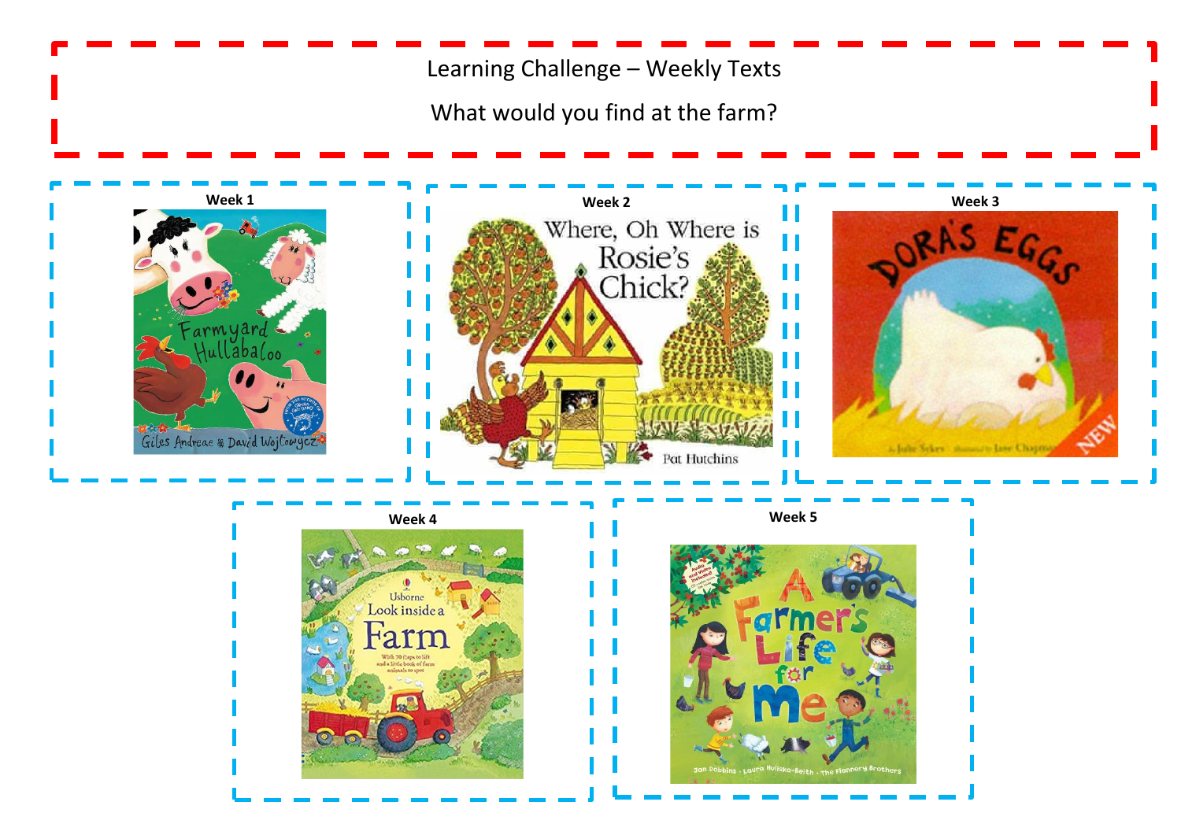# Learning Challenge – Weekly Texts

## What would you find at the farm?

**Week 1**

Farmyard Hullabaloo

Giles Andreae & David Wojtowycz

**Week 2**

Where, Oh Where is Rosie's Chick?

Pat Hutchins

**Week 3**

DORA'S EGGS

**Week 4**

Usborne Look inside a Farm

**Week 5**

A Farmer's Life for Me

Jan Dobbins · Laura Huliska-Beith · The Flannery Brothers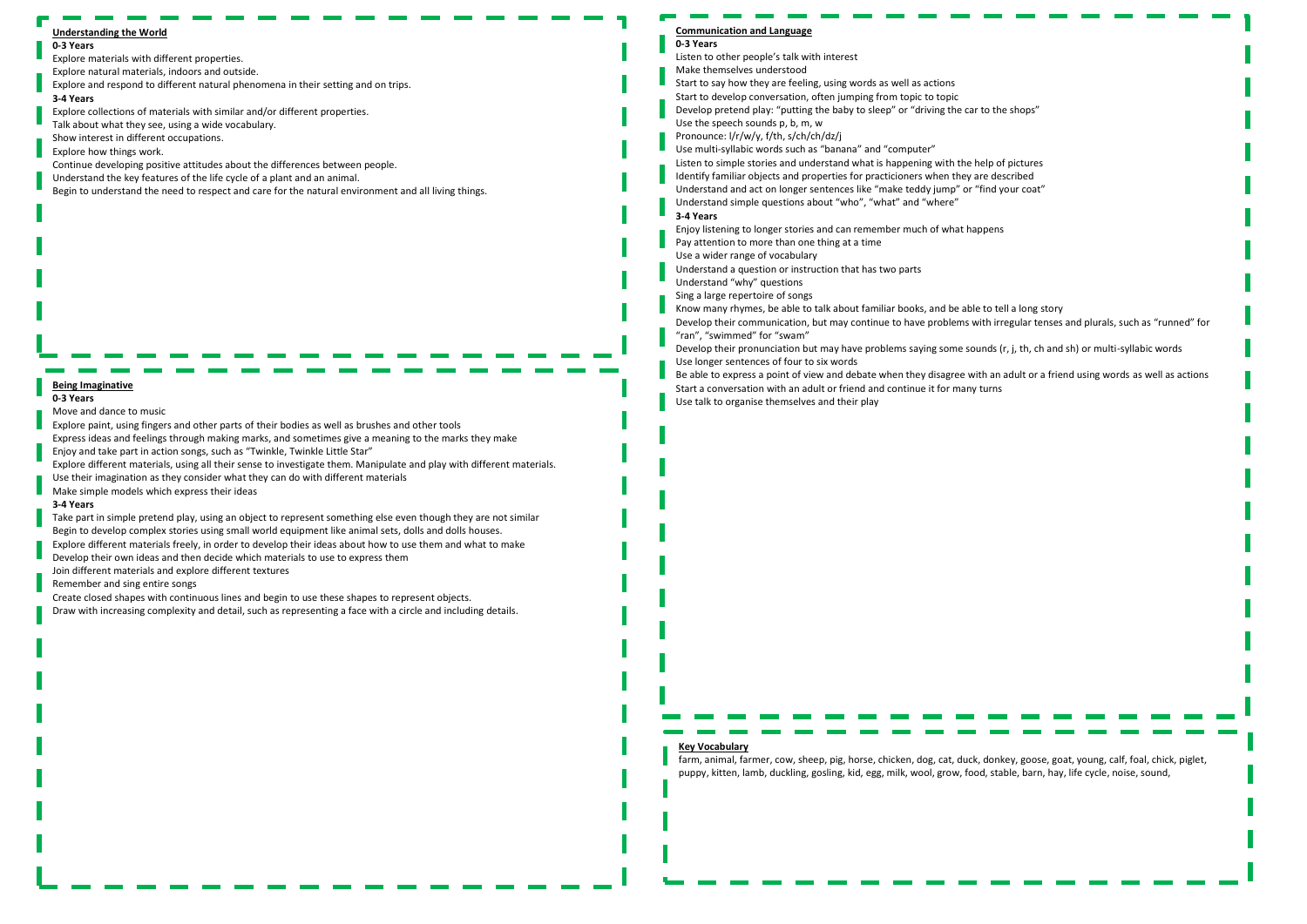## Understanding the World

**0-3 Years**

Explore materials with different properties.
Explore natural materials, indoors and outside.
Explore and respond to different natural phenomena in their setting and on trips.

**3-4 Years**

Explore collections of materials with similar and/or different properties.
Talk about what they see, using a wide vocabulary.
Show interest in different occupations.
Explore how things work.
Continue developing positive attitudes about the differences between people.
Understand the key features of the life cycle of a plant and an animal.
Begin to understand the need to respect and care for the natural environment and all living things.

## Being Imaginative

**0-3 Years**

Move and dance to music
Explore paint, using fingers and other parts of their bodies as well as brushes and other tools
Express ideas and feelings through making marks, and sometimes give a meaning to the marks they make
Enjoy and take part in action songs, such as "Twinkle, Twinkle Little Star"
Explore different materials, using all their sense to investigate them. Manipulate and play with different materials.
Use their imagination as they consider what they can do with different materials
Make simple models which express their ideas

**3-4 Years**

Take part in simple pretend play, using an object to represent something else even though they are not similar
Begin to develop complex stories using small world equipment like animal sets, dolls and dolls houses.
Explore different materials freely, in order to develop their ideas about how to use them and what to make
Develop their own ideas and then decide which materials to use to express them
Join different materials and explore different textures
Remember and sing entire songs
Create closed shapes with continuous lines and begin to use these shapes to represent objects.
Draw with increasing complexity and detail, such as representing a face with a circle and including details.

## Communication and Language

**0-3 Years**

Listen to other people's talk with interest
Make themselves understood
Start to say how they are feeling, using words as well as actions
Start to develop conversation, often jumping from topic to topic
Develop pretend play: "putting the baby to sleep" or "driving the car to the shops"
Use the speech sounds p, b, m, w
Pronounce: l/r/w/y, f/th, s/ch/ch/dz/j
Use multi-syllabic words such as "banana" and "computer"
Listen to simple stories and understand what is happening with the help of pictures
Identify familiar objects and properties for practicioners when they are described
Understand and act on longer sentences like "make teddy jump" or "find your coat"
Understand simple questions about "who", "what" and "where"

**3-4 Years**

Enjoy listening to longer stories and can remember much of what happens
Pay attention to more than one thing at a time
Use a wider range of vocabulary
Understand a question or instruction that has two parts
Understand "why" questions
Sing a large repertoire of songs
Know many rhymes, be able to talk about familiar books, and be able to tell a long story
Develop their communication, but may continue to have problems with irregular tenses and plurals, such as "runned" for "ran", "swimmed" for "swam"
Develop their pronunciation but may have problems saying some sounds (r, j, th, ch and sh) or multi-syllabic words
Use longer sentences of four to six words
Be able to express a point of view and debate when they disagree with an adult or a friend using words as well as actions
Start a conversation with an adult or friend and continue it for many turns
Use talk to organise themselves and their play

## Key Vocabulary

farm, animal, farmer, cow, sheep, pig, horse, chicken, dog, cat, duck, donkey, goose, goat, young, calf, foal, chick, piglet, puppy, kitten, lamb, duckling, gosling, kid, egg, milk, wool, grow, food, stable, barn, hay, life cycle, noise, sound,